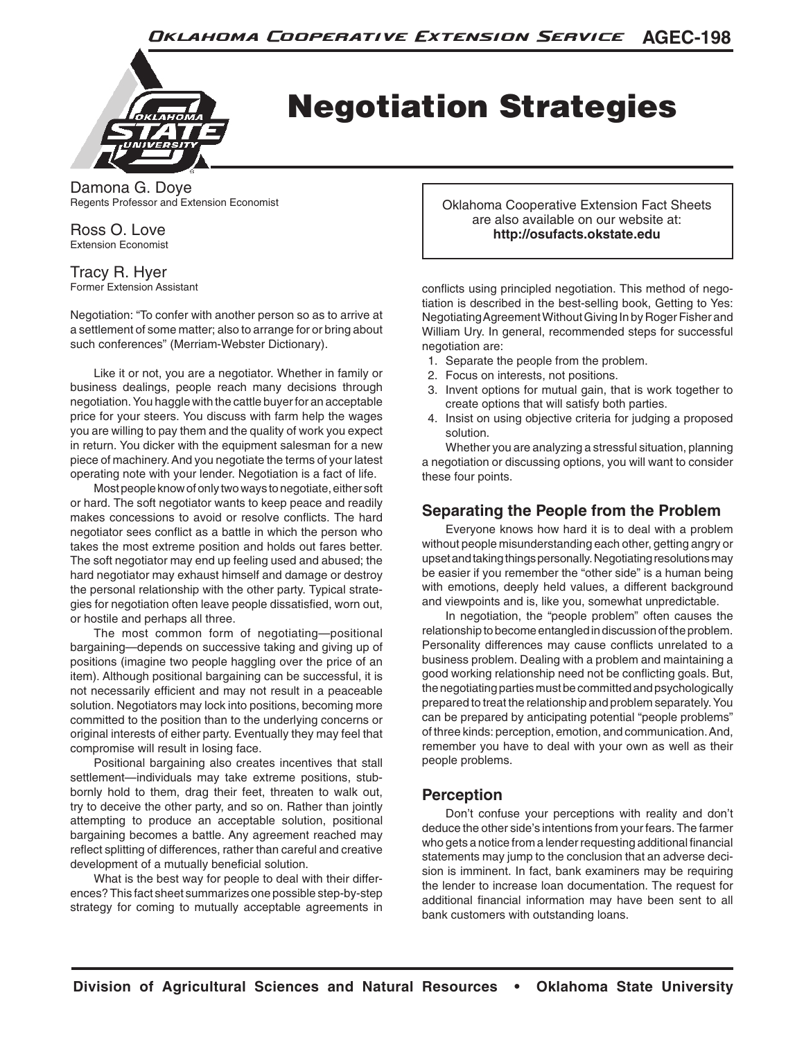Oklahoma Cooperative Extension Service AGEC-198

# Negotiation Strategies

Damona G. Doye
Regents Professor and Extension Economist

Ross O. Love
Extension Economist

Tracy R. Hyer
Former Extension Assistant

Oklahoma Cooperative Extension Fact Sheets are also available on our website at: **http://osufacts.okstate.edu**

Negotiation: "To confer with another person so as to arrive at a settlement of some matter; also to arrange for or bring about such conferences" (Merriam-Webster Dictionary).

Like it or not, you are a negotiator. Whether in family or business dealings, people reach many decisions through negotiation. You haggle with the cattle buyer for an acceptable price for your steers. You discuss with farm help the wages you are willing to pay them and the quality of work you expect in return. You dicker with the equipment salesman for a new piece of machinery. And you negotiate the terms of your latest operating note with your lender. Negotiation is a fact of life.

Most people know of only two ways to negotiate, either soft or hard. The soft negotiator wants to keep peace and readily makes concessions to avoid or resolve conflicts. The hard negotiator sees conflict as a battle in which the person who takes the most extreme position and holds out fares better. The soft negotiator may end up feeling used and abused; the hard negotiator may exhaust himself and damage or destroy the personal relationship with the other party. Typical strategies for negotiation often leave people dissatisfied, worn out, or hostile and perhaps all three.

The most common form of negotiating—positional bargaining—depends on successive taking and giving up of positions (imagine two people haggling over the price of an item). Although positional bargaining can be successful, it is not necessarily efficient and may not result in a peaceable solution. Negotiators may lock into positions, becoming more committed to the position than to the underlying concerns or original interests of either party. Eventually they may feel that compromise will result in losing face.

Positional bargaining also creates incentives that stall settlement—individuals may take extreme positions, stubbornly hold to them, drag their feet, threaten to walk out, try to deceive the other party, and so on. Rather than jointly attempting to produce an acceptable solution, positional bargaining becomes a battle. Any agreement reached may reflect splitting of differences, rather than careful and creative development of a mutually beneficial solution.

What is the best way for people to deal with their differences? This fact sheet summarizes one possible step-by-step strategy for coming to mutually acceptable agreements in conflicts using principled negotiation. This method of negotiation is described in the best-selling book, Getting to Yes: Negotiating Agreement Without Giving In by Roger Fisher and William Ury. In general, recommended steps for successful negotiation are:

1. Separate the people from the problem.
2. Focus on interests, not positions.
3. Invent options for mutual gain, that is work together to create options that will satisfy both parties.
4. Insist on using objective criteria for judging a proposed solution.

Whether you are analyzing a stressful situation, planning a negotiation or discussing options, you will want to consider these four points.

## Separating the People from the Problem

Everyone knows how hard it is to deal with a problem without people misunderstanding each other, getting angry or upset and taking things personally. Negotiating resolutions may be easier if you remember the "other side" is a human being with emotions, deeply held values, a different background and viewpoints and is, like you, somewhat unpredictable.

In negotiation, the "people problem" often causes the relationship to become entangled in discussion of the problem. Personality differences may cause conflicts unrelated to a business problem. Dealing with a problem and maintaining a good working relationship need not be conflicting goals. But, the negotiating parties must be committed and psychologically prepared to treat the relationship and problem separately. You can be prepared by anticipating potential "people problems" of three kinds: perception, emotion, and communication. And, remember you have to deal with your own as well as their people problems.

## Perception

Don't confuse your perceptions with reality and don't deduce the other side's intentions from your fears. The farmer who gets a notice from a lender requesting additional financial statements may jump to the conclusion that an adverse decision is imminent. In fact, bank examiners may be requiring the lender to increase loan documentation. The request for additional financial information may have been sent to all bank customers with outstanding loans.

**Division of Agricultural Sciences and Natural Resources • Oklahoma State University**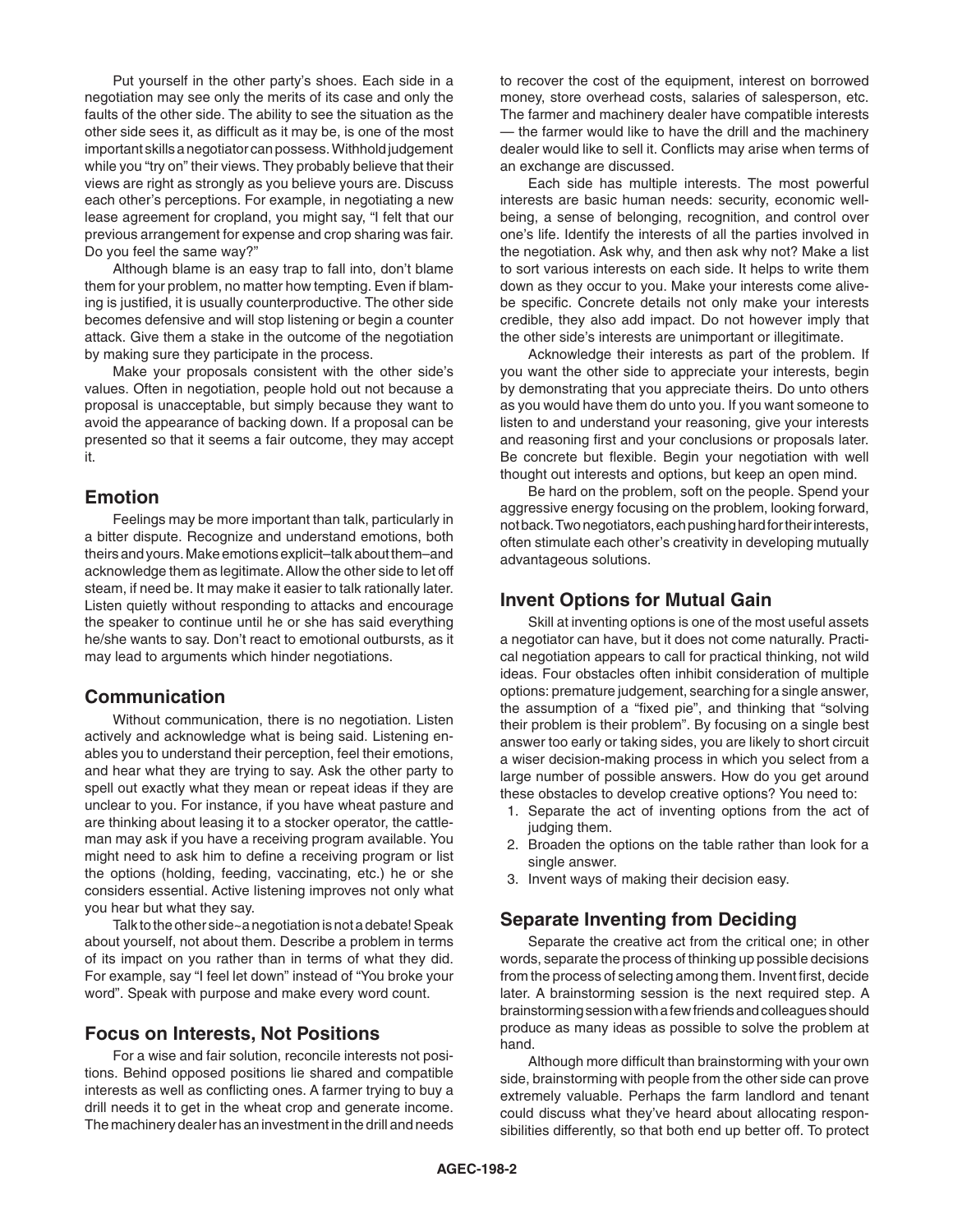Put yourself in the other party's shoes. Each side in a negotiation may see only the merits of its case and only the faults of the other side. The ability to see the situation as the other side sees it, as difficult as it may be, is one of the most important skills a negotiator can possess. Withhold judgement while you "try on" their views. They probably believe that their views are right as strongly as you believe yours are. Discuss each other's perceptions. For example, in negotiating a new lease agreement for cropland, you might say, "I felt that our previous arrangement for expense and crop sharing was fair. Do you feel the same way?"

Although blame is an easy trap to fall into, don't blame them for your problem, no matter how tempting. Even if blaming is justified, it is usually counterproductive. The other side becomes defensive and will stop listening or begin a counter attack. Give them a stake in the outcome of the negotiation by making sure they participate in the process.

Make your proposals consistent with the other side's values. Often in negotiation, people hold out not because a proposal is unacceptable, but simply because they want to avoid the appearance of backing down. If a proposal can be presented so that it seems a fair outcome, they may accept it.

## Emotion

Feelings may be more important than talk, particularly in a bitter dispute. Recognize and understand emotions, both theirs and yours. Make emotions explicit–talk about them–and acknowledge them as legitimate. Allow the other side to let off steam, if need be. It may make it easier to talk rationally later. Listen quietly without responding to attacks and encourage the speaker to continue until he or she has said everything he/she wants to say. Don't react to emotional outbursts, as it may lead to arguments which hinder negotiations.

## Communication

Without communication, there is no negotiation. Listen actively and acknowledge what is being said. Listening enables you to understand their perception, feel their emotions, and hear what they are trying to say. Ask the other party to spell out exactly what they mean or repeat ideas if they are unclear to you. For instance, if you have wheat pasture and are thinking about leasing it to a stocker operator, the cattleman may ask if you have a receiving program available. You might need to ask him to define a receiving program or list the options (holding, feeding, vaccinating, etc.) he or she considers essential. Active listening improves not only what you hear but what they say.

Talk to the other side~a negotiation is not a debate! Speak about yourself, not about them. Describe a problem in terms of its impact on you rather than in terms of what they did. For example, say "I feel let down" instead of "You broke your word". Speak with purpose and make every word count.

## Focus on Interests, Not Positions

For a wise and fair solution, reconcile interests not positions. Behind opposed positions lie shared and compatible interests as well as conflicting ones. A farmer trying to buy a drill needs it to get in the wheat crop and generate income. The machinery dealer has an investment in the drill and needs to recover the cost of the equipment, interest on borrowed money, store overhead costs, salaries of salesperson, etc. The farmer and machinery dealer have compatible interests — the farmer would like to have the drill and the machinery dealer would like to sell it. Conflicts may arise when terms of an exchange are discussed.

Each side has multiple interests. The most powerful interests are basic human needs: security, economic well-being, a sense of belonging, recognition, and control over one's life. Identify the interests of all the parties involved in the negotiation. Ask why, and then ask why not? Make a list to sort various interests on each side. It helps to write them down as they occur to you. Make your interests come alive-be specific. Concrete details not only make your interests credible, they also add impact. Do not however imply that the other side's interests are unimportant or illegitimate.

Acknowledge their interests as part of the problem. If you want the other side to appreciate your interests, begin by demonstrating that you appreciate theirs. Do unto others as you would have them do unto you. If you want someone to listen to and understand your reasoning, give your interests and reasoning first and your conclusions or proposals later. Be concrete but flexible. Begin your negotiation with well thought out interests and options, but keep an open mind.

Be hard on the problem, soft on the people. Spend your aggressive energy focusing on the problem, looking forward, not back. Two negotiators, each pushing hard for their interests, often stimulate each other's creativity in developing mutually advantageous solutions.

## Invent Options for Mutual Gain

Skill at inventing options is one of the most useful assets a negotiator can have, but it does not come naturally. Practical negotiation appears to call for practical thinking, not wild ideas. Four obstacles often inhibit consideration of multiple options: premature judgement, searching for a single answer, the assumption of a "fixed pie", and thinking that "solving their problem is their problem". By focusing on a single best answer too early or taking sides, you are likely to short circuit a wiser decision-making process in which you select from a large number of possible answers. How do you get around these obstacles to develop creative options? You need to:

1. Separate the act of inventing options from the act of judging them.
2. Broaden the options on the table rather than look for a single answer.
3. Invent ways of making their decision easy.

## Separate Inventing from Deciding

Separate the creative act from the critical one; in other words, separate the process of thinking up possible decisions from the process of selecting among them. Invent first, decide later. A brainstorming session is the next required step. A brainstorming session with a few friends and colleagues should produce as many ideas as possible to solve the problem at hand.

Although more difficult than brainstorming with your own side, brainstorming with people from the other side can prove extremely valuable. Perhaps the farm landlord and tenant could discuss what they've heard about allocating responsibilities differently, so that both end up better off. To protect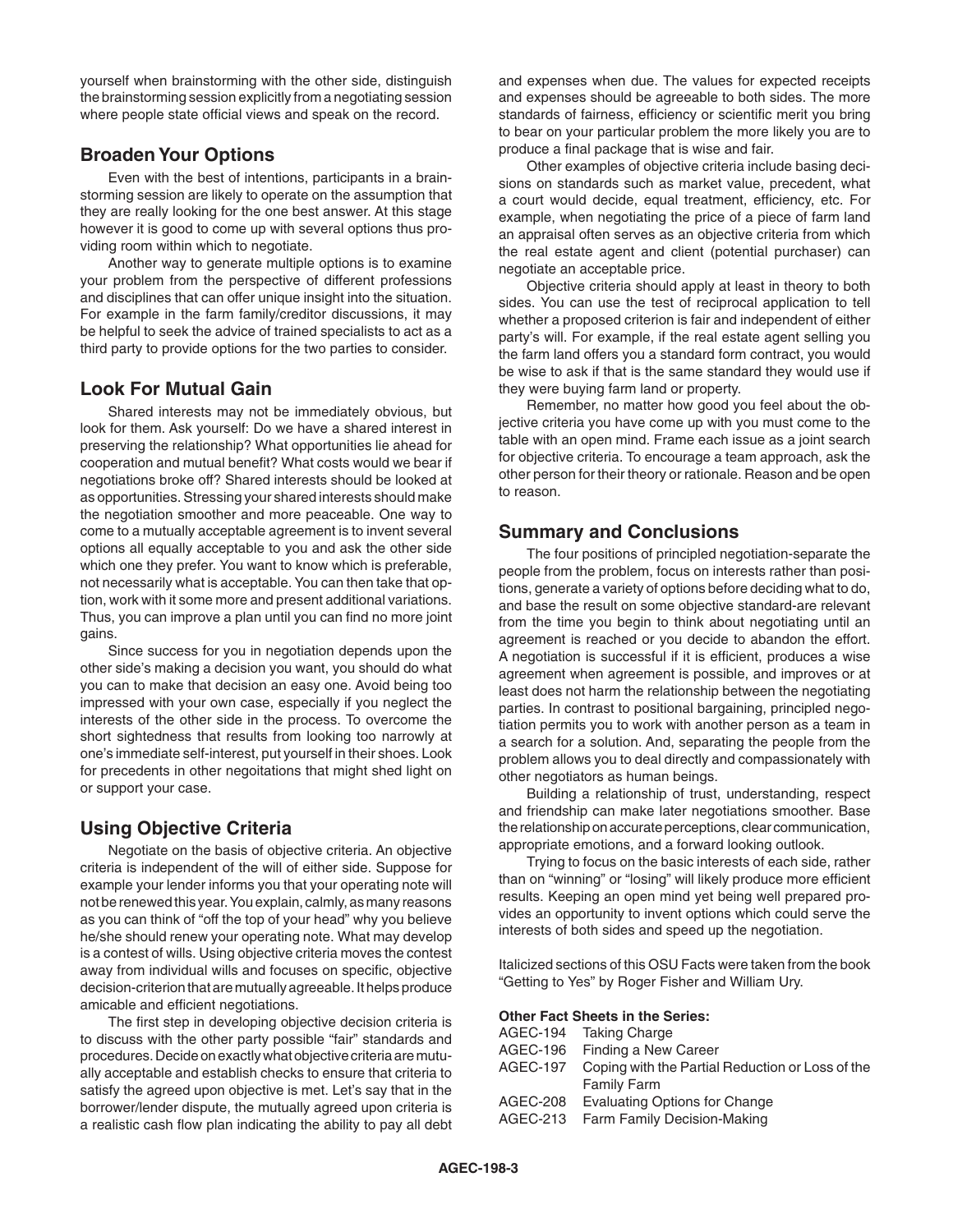yourself when brainstorming with the other side, distinguish the brainstorming session explicitly from a negotiating session where people state official views and speak on the record.

## Broaden Your Options

Even with the best of intentions, participants in a brainstorming session are likely to operate on the assumption that they are really looking for the one best answer. At this stage however it is good to come up with several options thus providing room within which to negotiate.

Another way to generate multiple options is to examine your problem from the perspective of different professions and disciplines that can offer unique insight into the situation. For example in the farm family/creditor discussions, it may be helpful to seek the advice of trained specialists to act as a third party to provide options for the two parties to consider.

## Look For Mutual Gain

Shared interests may not be immediately obvious, but look for them. Ask yourself: Do we have a shared interest in preserving the relationship? What opportunities lie ahead for cooperation and mutual benefit? What costs would we bear if negotiations broke off? Shared interests should be looked at as opportunities. Stressing your shared interests should make the negotiation smoother and more peaceable. One way to come to a mutually acceptable agreement is to invent several options all equally acceptable to you and ask the other side which one they prefer. You want to know which is preferable, not necessarily what is acceptable. You can then take that option, work with it some more and present additional variations. Thus, you can improve a plan until you can find no more joint gains.

Since success for you in negotiation depends upon the other side's making a decision you want, you should do what you can to make that decision an easy one. Avoid being too impressed with your own case, especially if you neglect the interests of the other side in the process. To overcome the short sightedness that results from looking too narrowly at one's immediate self-interest, put yourself in their shoes. Look for precedents in other negotiations that might shed light on or support your case.

## Using Objective Criteria

Negotiate on the basis of objective criteria. An objective criteria is independent of the will of either side. Suppose for example your lender informs you that your operating note will not be renewed this year. You explain, calmly, as many reasons as you can think of "off the top of your head" why you believe he/she should renew your operating note. What may develop is a contest of wills. Using objective criteria moves the contest away from individual wills and focuses on specific, objective decision-criterion that are mutually agreeable. It helps produce amicable and efficient negotiations.

The first step in developing objective decision criteria is to discuss with the other party possible "fair" standards and procedures. Decide on exactly what objective criteria are mutually acceptable and establish checks to ensure that criteria to satisfy the agreed upon objective is met. Let's say that in the borrower/lender dispute, the mutually agreed upon criteria is a realistic cash flow plan indicating the ability to pay all debt and expenses when due. The values for expected receipts and expenses should be agreeable to both sides. The more standards of fairness, efficiency or scientific merit you bring to bear on your particular problem the more likely you are to produce a final package that is wise and fair.

Other examples of objective criteria include basing decisions on standards such as market value, precedent, what a court would decide, equal treatment, efficiency, etc. For example, when negotiating the price of a piece of farm land an appraisal often serves as an objective criteria from which the real estate agent and client (potential purchaser) can negotiate an acceptable price.

Objective criteria should apply at least in theory to both sides. You can use the test of reciprocal application to tell whether a proposed criterion is fair and independent of either party's will. For example, if the real estate agent selling you the farm land offers you a standard form contract, you would be wise to ask if that is the same standard they would use if they were buying farm land or property.

Remember, no matter how good you feel about the objective criteria you have come up with you must come to the table with an open mind. Frame each issue as a joint search for objective criteria. To encourage a team approach, ask the other person for their theory or rationale. Reason and be open to reason.

## Summary and Conclusions

The four positions of principled negotiation-separate the people from the problem, focus on interests rather than positions, generate a variety of options before deciding what to do, and base the result on some objective standard-are relevant from the time you begin to think about negotiating until an agreement is reached or you decide to abandon the effort. A negotiation is successful if it is efficient, produces a wise agreement when agreement is possible, and improves or at least does not harm the relationship between the negotiating parties. In contrast to positional bargaining, principled negotiation permits you to work with another person as a team in a search for a solution. And, separating the people from the problem allows you to deal directly and compassionately with other negotiators as human beings.

Building a relationship of trust, understanding, respect and friendship can make later negotiations smoother. Base the relationship on accurate perceptions, clear communication, appropriate emotions, and a forward looking outlook.

Trying to focus on the basic interests of each side, rather than on "winning" or "losing" will likely produce more efficient results. Keeping an open mind yet being well prepared provides an opportunity to invent options which could serve the interests of both sides and speed up the negotiation.

Italicized sections of this OSU Facts were taken from the book "Getting to Yes" by Roger Fisher and William Ury.

**Other Fact Sheets in the Series:**

- AGEC-194 Taking Charge
- AGEC-196 Finding a New Career
- AGEC-197 Coping with the Partial Reduction or Loss of the Family Farm
- AGEC-208 Evaluating Options for Change
- AGEC-213 Farm Family Decision-Making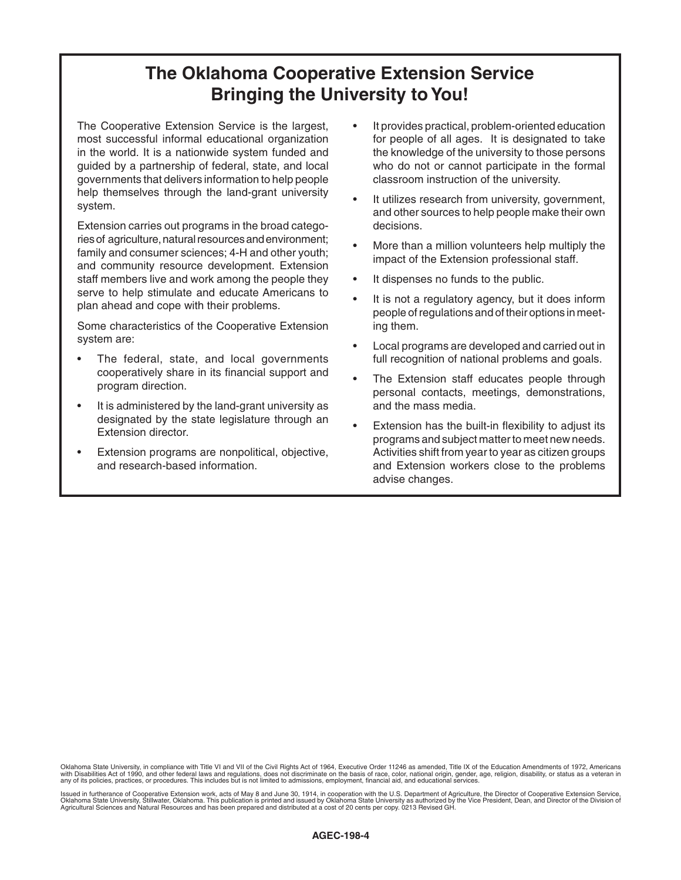# The Oklahoma Cooperative Extension Service Bringing the University to You!

The Cooperative Extension Service is the largest, most successful informal educational organization in the world. It is a nationwide system funded and guided by a partnership of federal, state, and local governments that delivers information to help people help themselves through the land-grant university system.

Extension carries out programs in the broad categories of agriculture, natural resources and environment; family and consumer sciences; 4-H and other youth; and community resource development. Extension staff members live and work among the people they serve to help stimulate and educate Americans to plan ahead and cope with their problems.

Some characteristics of the Cooperative Extension system are:

- The federal, state, and local governments cooperatively share in its financial support and program direction.
- It is administered by the land-grant university as designated by the state legislature through an Extension director.
- Extension programs are nonpolitical, objective, and research-based information.
- It provides practical, problem-oriented education for people of all ages. It is designated to take the knowledge of the university to those persons who do not or cannot participate in the formal classroom instruction of the university.
- It utilizes research from university, government, and other sources to help people make their own decisions.
- More than a million volunteers help multiply the impact of the Extension professional staff.
- It dispenses no funds to the public.
- It is not a regulatory agency, but it does inform people of regulations and of their options in meeting them.
- Local programs are developed and carried out in full recognition of national problems and goals.
- The Extension staff educates people through personal contacts, meetings, demonstrations, and the mass media.
- Extension has the built-in flexibility to adjust its programs and subject matter to meet new needs. Activities shift from year to year as citizen groups and Extension workers close to the problems advise changes.

Oklahoma State University, in compliance with Title VI and VII of the Civil Rights Act of 1964, Executive Order 11246 as amended, Title IX of the Education Amendments of 1972, Americans with Disabilities Act of 1990, and other federal laws and regulations, does not discriminate on the basis of race, color, national origin, gender, age, religion, disability, or status as a veteran in any of its policies, practices, or procedures. This includes but is not limited to admissions, employment, financial aid, and educational services.

Issued in furtherance of Cooperative Extension work, acts of May 8 and June 30, 1914, in cooperation with the U.S. Department of Agriculture, the Director of Cooperative Extension Service, Oklahoma State University, Stillwater, Oklahoma. This publication is printed and issued by Oklahoma State University as authorized by the Vice President, Dean, and Director of the Division of Agricultural Sciences and Natural Resources and has been prepared and distributed at a cost of 20 cents per copy. 0213 Revised GH.

**AGEC-198-4**